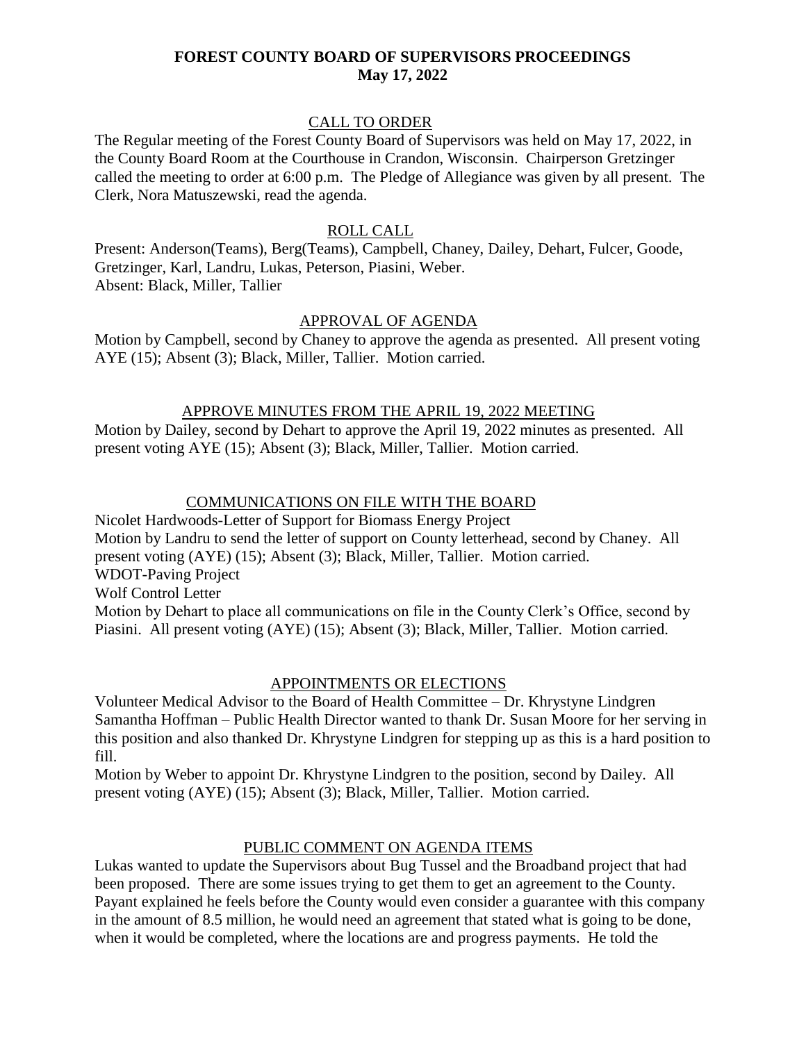# FOREST COUNTY BOARD OF SUPERVISORS PROCEEDINGS
## May 17, 2022

### CALL TO ORDER

The Regular meeting of the Forest County Board of Supervisors was held on May 17, 2022, in the County Board Room at the Courthouse in Crandon, Wisconsin. Chairperson Gretzinger called the meeting to order at 6:00 p.m. The Pledge of Allegiance was given by all present. The Clerk, Nora Matuszewski, read the agenda.

### ROLL CALL

Present: Anderson(Teams), Berg(Teams), Campbell, Chaney, Dailey, Dehart, Fulcer, Goode, Gretzinger, Karl, Landru, Lukas, Peterson, Piasini, Weber.
Absent: Black, Miller, Tallier

### APPROVAL OF AGENDA

Motion by Campbell, second by Chaney to approve the agenda as presented. All present voting AYE (15); Absent (3); Black, Miller, Tallier. Motion carried.

### APPROVE MINUTES FROM THE APRIL 19, 2022 MEETING

Motion by Dailey, second by Dehart to approve the April 19, 2022 minutes as presented. All present voting AYE (15); Absent (3); Black, Miller, Tallier. Motion carried.

### COMMUNICATIONS ON FILE WITH THE BOARD

Nicolet Hardwoods-Letter of Support for Biomass Energy Project
Motion by Landru to send the letter of support on County letterhead, second by Chaney. All present voting (AYE) (15); Absent (3); Black, Miller, Tallier. Motion carried.
WDOT-Paving Project
Wolf Control Letter
Motion by Dehart to place all communications on file in the County Clerk's Office, second by Piasini. All present voting (AYE) (15); Absent (3); Black, Miller, Tallier. Motion carried.

### APPOINTMENTS OR ELECTIONS

Volunteer Medical Advisor to the Board of Health Committee – Dr. Khrystyne Lindgren
Samantha Hoffman – Public Health Director wanted to thank Dr. Susan Moore for her serving in this position and also thanked Dr. Khrystyne Lindgren for stepping up as this is a hard position to fill.
Motion by Weber to appoint Dr. Khrystyne Lindgren to the position, second by Dailey. All present voting (AYE) (15); Absent (3); Black, Miller, Tallier. Motion carried.

### PUBLIC COMMENT ON AGENDA ITEMS

Lukas wanted to update the Supervisors about Bug Tussel and the Broadband project that had been proposed. There are some issues trying to get them to get an agreement to the County. Payant explained he feels before the County would even consider a guarantee with this company in the amount of 8.5 million, he would need an agreement that stated what is going to be done, when it would be completed, where the locations are and progress payments. He told the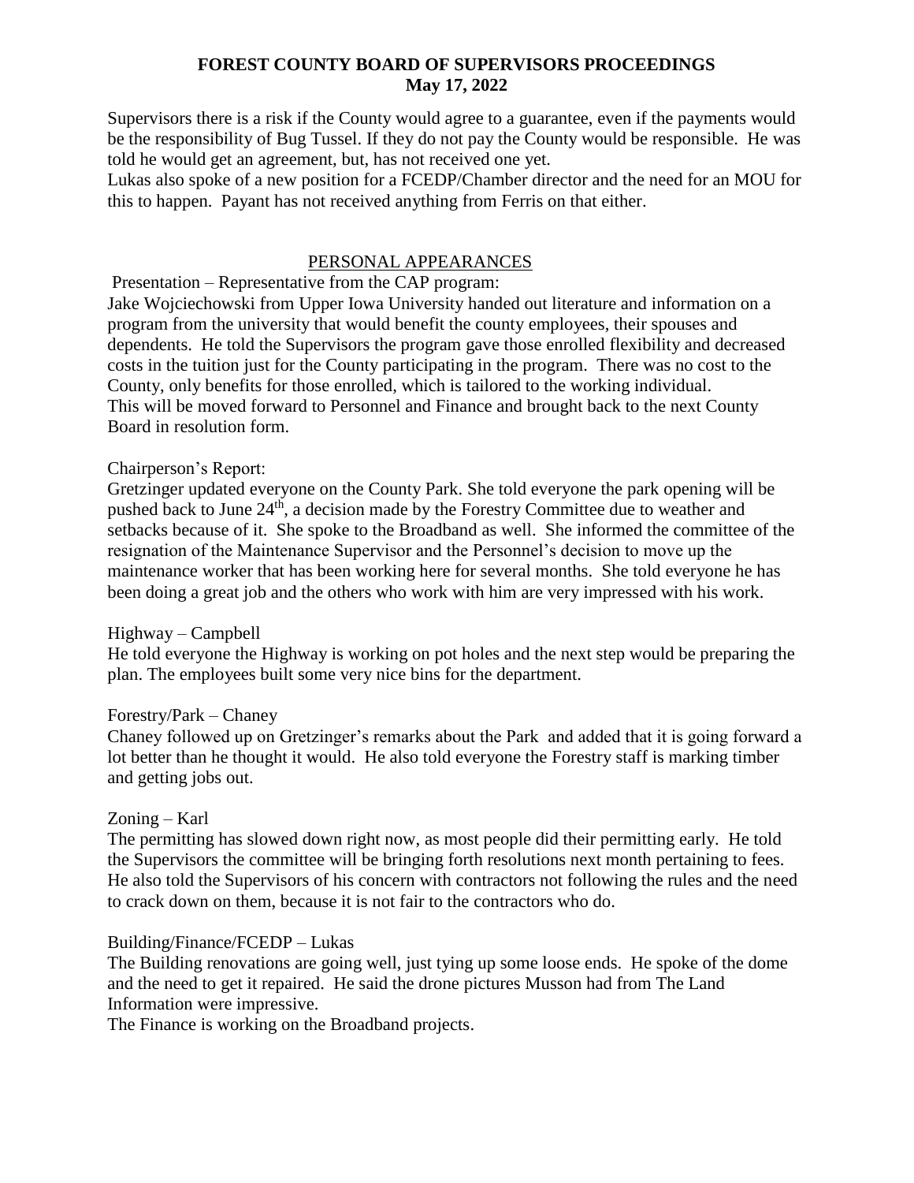Supervisors there is a risk if the County would agree to a guarantee, even if the payments would be the responsibility of Bug Tussel. If they do not pay the County would be responsible. He was told he would get an agreement, but, has not received one yet.

Lukas also spoke of a new position for a FCEDP/Chamber director and the need for an MOU for this to happen. Payant has not received anything from Ferris on that either.

## PERSONAL APPEARANCES

Presentation – Representative from the CAP program:

Jake Wojciechowski from Upper Iowa University handed out literature and information on a program from the university that would benefit the county employees, their spouses and dependents. He told the Supervisors the program gave those enrolled flexibility and decreased costs in the tuition just for the County participating in the program. There was no cost to the County, only benefits for those enrolled, which is tailored to the working individual. This will be moved forward to Personnel and Finance and brought back to the next County Board in resolution form.

Chairperson's Report:

Gretzinger updated everyone on the County Park. She told everyone the park opening will be pushed back to June 24th, a decision made by the Forestry Committee due to weather and setbacks because of it. She spoke to the Broadband as well. She informed the committee of the resignation of the Maintenance Supervisor and the Personnel's decision to move up the maintenance worker that has been working here for several months. She told everyone he has been doing a great job and the others who work with him are very impressed with his work.

Highway – Campbell

He told everyone the Highway is working on pot holes and the next step would be preparing the plan. The employees built some very nice bins for the department.

Forestry/Park – Chaney

Chaney followed up on Gretzinger's remarks about the Park and added that it is going forward a lot better than he thought it would. He also told everyone the Forestry staff is marking timber and getting jobs out.

Zoning – Karl

The permitting has slowed down right now, as most people did their permitting early. He told the Supervisors the committee will be bringing forth resolutions next month pertaining to fees. He also told the Supervisors of his concern with contractors not following the rules and the need to crack down on them, because it is not fair to the contractors who do.

Building/Finance/FCEDP – Lukas

The Building renovations are going well, just tying up some loose ends. He spoke of the dome and the need to get it repaired. He said the drone pictures Musson had from The Land Information were impressive.

The Finance is working on the Broadband projects.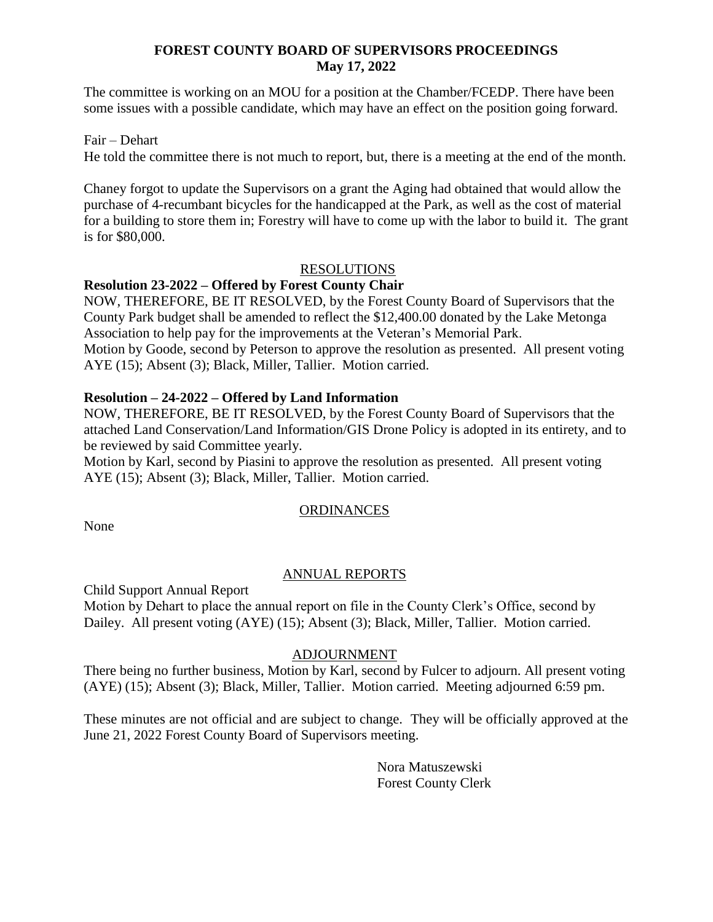**FOREST COUNTY BOARD OF SUPERVISORS PROCEEDINGS**
**May 17, 2022**

The committee is working on an MOU for a position at the Chamber/FCEDP. There have been some issues with a possible candidate, which may have an effect on the position going forward.

Fair – Dehart
He told the committee there is not much to report, but, there is a meeting at the end of the month.

Chaney forgot to update the Supervisors on a grant the Aging had obtained that would allow the purchase of 4-recumbant bicycles for the handicapped at the Park, as well as the cost of material for a building to store them in; Forestry will have to come up with the labor to build it. The grant is for $80,000.

## RESOLUTIONS

**Resolution 23-2022 – Offered by Forest County Chair**
NOW, THEREFORE, BE IT RESOLVED, by the Forest County Board of Supervisors that the County Park budget shall be amended to reflect the $12,400.00 donated by the Lake Metonga Association to help pay for the improvements at the Veteran's Memorial Park.
Motion by Goode, second by Peterson to approve the resolution as presented. All present voting AYE (15); Absent (3); Black, Miller, Tallier. Motion carried.

**Resolution – 24-2022 – Offered by Land Information**
NOW, THEREFORE, BE IT RESOLVED, by the Forest County Board of Supervisors that the attached Land Conservation/Land Information/GIS Drone Policy is adopted in its entirety, and to be reviewed by said Committee yearly.
Motion by Karl, second by Piasini to approve the resolution as presented. All present voting AYE (15); Absent (3); Black, Miller, Tallier. Motion carried.

## ORDINANCES

None

## ANNUAL REPORTS

Child Support Annual Report
Motion by Dehart to place the annual report on file in the County Clerk's Office, second by Dailey. All present voting (AYE) (15); Absent (3); Black, Miller, Tallier. Motion carried.

## ADJOURNMENT

There being no further business, Motion by Karl, second by Fulcer to adjourn. All present voting (AYE) (15); Absent (3); Black, Miller, Tallier. Motion carried. Meeting adjourned 6:59 pm.

These minutes are not official and are subject to change. They will be officially approved at the June 21, 2022 Forest County Board of Supervisors meeting.

Nora Matuszewski
Forest County Clerk